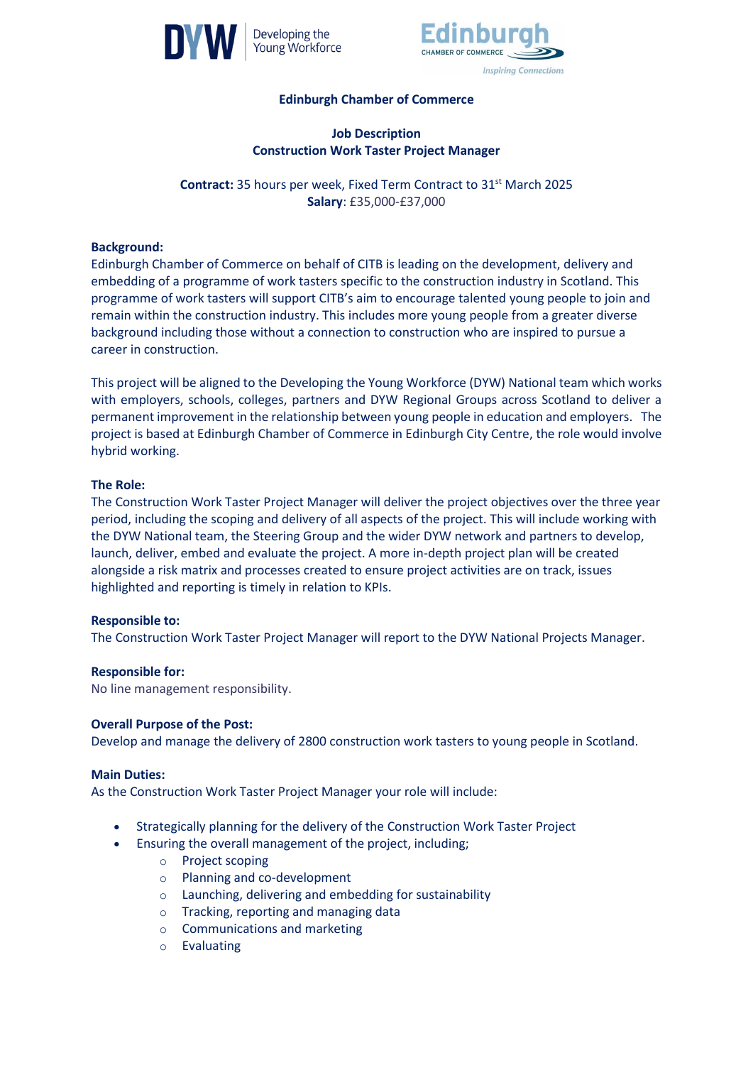# Edinburgh Chamber of Commerce

## Job Description
## Construction Work Taster Project Manager

**Contract:** 35 hours per week, Fixed Term Contract to 31st March 2025
**Salary**: £35,000-£37,000

**Background:**
Edinburgh Chamber of Commerce on behalf of CITB is leading on the development, delivery and embedding of a programme of work tasters specific to the construction industry in Scotland. This programme of work tasters will support CITB's aim to encourage talented young people to join and remain within the construction industry. This includes more young people from a greater diverse background including those without a connection to construction who are inspired to pursue a career in construction.

This project will be aligned to the Developing the Young Workforce (DYW) National team which works with employers, schools, colleges, partners and DYW Regional Groups across Scotland to deliver a permanent improvement in the relationship between young people in education and employers. The project is based at Edinburgh Chamber of Commerce in Edinburgh City Centre, the role would involve hybrid working.

**The Role:**
The Construction Work Taster Project Manager will deliver the project objectives over the three year period, including the scoping and delivery of all aspects of the project. This will include working with the DYW National team, the Steering Group and the wider DYW network and partners to develop, launch, deliver, embed and evaluate the project. A more in-depth project plan will be created alongside a risk matrix and processes created to ensure project activities are on track, issues highlighted and reporting is timely in relation to KPIs.

**Responsible to:**
The Construction Work Taster Project Manager will report to the DYW National Projects Manager.

**Responsible for:**
No line management responsibility.

**Overall Purpose of the Post:**
Develop and manage the delivery of 2800 construction work tasters to young people in Scotland.

**Main Duties:**
As the Construction Work Taster Project Manager your role will include:

- Strategically planning for the delivery of the Construction Work Taster Project
- Ensuring the overall management of the project, including;
  - Project scoping
  - Planning and co-development
  - Launching, delivering and embedding for sustainability
  - Tracking, reporting and managing data
  - Communications and marketing
  - Evaluating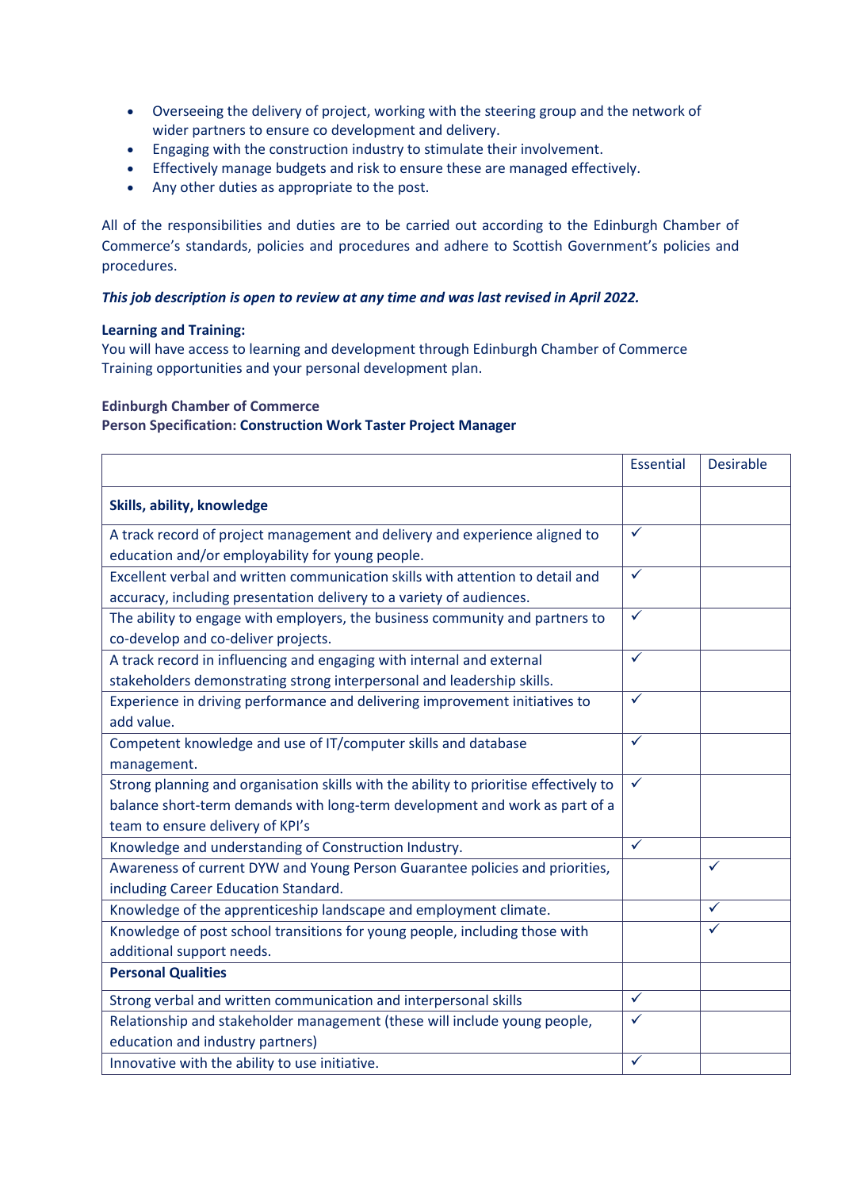- Overseeing the delivery of project, working with the steering group and the network of wider partners to ensure co development and delivery.
- Engaging with the construction industry to stimulate their involvement.
- Effectively manage budgets and risk to ensure these are managed effectively.
- Any other duties as appropriate to the post.

All of the responsibilities and duties are to be carried out according to the Edinburgh Chamber of Commerce's standards, policies and procedures and adhere to Scottish Government's policies and procedures.

***This job description is open to review at any time and was last revised in April 2022.***

**Learning and Training:**
You will have access to learning and development through Edinburgh Chamber of Commerce Training opportunities and your personal development plan.

**Edinburgh Chamber of Commerce**
**Person Specification: Construction Work Taster Project Manager**

| | Essential | Desirable |
|---|---|---|
| **Skills, ability, knowledge** | | |
| A track record of project management and delivery and experience aligned to education and/or employability for young people. | ✓ | |
| Excellent verbal and written communication skills with attention to detail and accuracy, including presentation delivery to a variety of audiences. | ✓ | |
| The ability to engage with employers, the business community and partners to co-develop and co-deliver projects. | ✓ | |
| A track record in influencing and engaging with internal and external stakeholders demonstrating strong interpersonal and leadership skills. | ✓ | |
| Experience in driving performance and delivering improvement initiatives to add value. | ✓ | |
| Competent knowledge and use of IT/computer skills and database management. | ✓ | |
| Strong planning and organisation skills with the ability to prioritise effectively to balance short-term demands with long-term development and work as part of a team to ensure delivery of KPI's | ✓ | |
| Knowledge and understanding of Construction Industry. | ✓ | |
| Awareness of current DYW and Young Person Guarantee policies and priorities, including Career Education Standard. | | ✓ |
| Knowledge of the apprenticeship landscape and employment climate. | | ✓ |
| Knowledge of post school transitions for young people, including those with additional support needs. | | ✓ |
| **Personal Qualities** | | |
| Strong verbal and written communication and interpersonal skills | ✓ | |
| Relationship and stakeholder management (these will include young people, education and industry partners) | ✓ | |
| Innovative with the ability to use initiative. | ✓ | |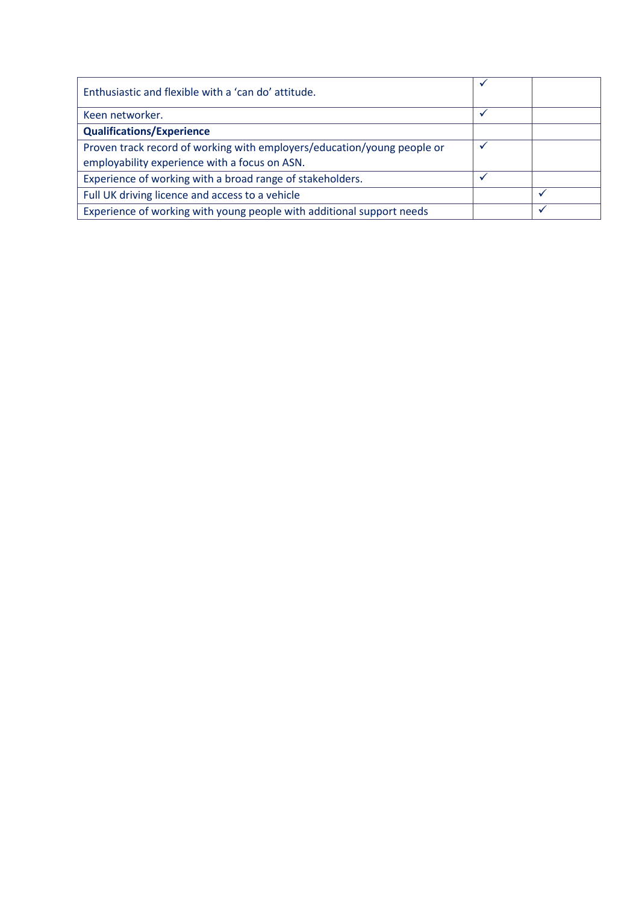| | | |
|---|---|---|
| Enthusiastic and flexible with a 'can do' attitude. | ✓ | |
| Keen networker. | ✓ | |
| **Qualifications/Experience** | | |
| Proven track record of working with employers/education/young people or employability experience with a focus on ASN. | ✓ | |
| Experience of working with a broad range of stakeholders. | ✓ | |
| Full UK driving licence and access to a vehicle | | ✓ |
| Experience of working with young people with additional support needs | | ✓ |